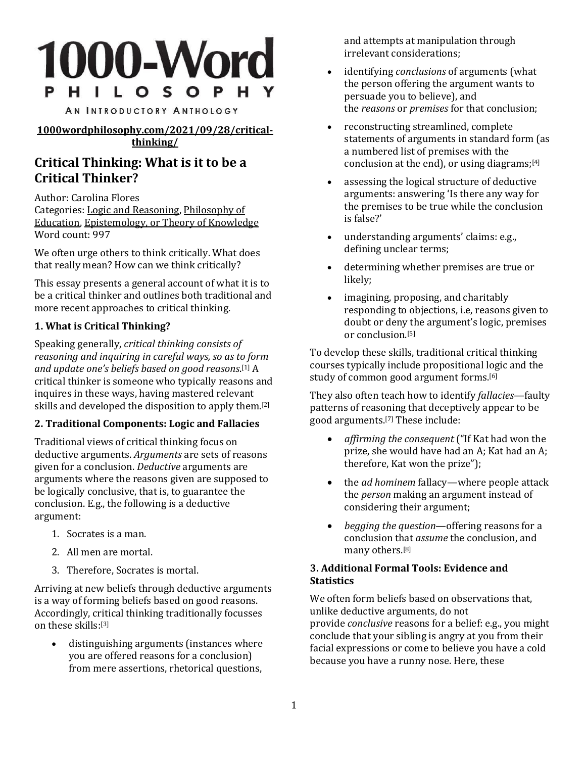# 1000-Word PHILOSOPHY

AN INTRODUCTORY ANTHOLOGY

**1000wordphilosophy.com/2021/09/28/critical-thinking/**

## Critical Thinking: What is it to be a Critical Thinker?

Author: Carolina Flores
Categories: Logic and Reasoning, Philosophy of Education, Epistemology, or Theory of Knowledge
Word count: 997

We often urge others to think critically. What does that really mean? How can we think critically?

This essay presents a general account of what it is to be a critical thinker and outlines both traditional and more recent approaches to critical thinking.

### 1. What is Critical Thinking?

Speaking generally, *critical thinking consists of reasoning and inquiring in careful ways, so as to form and update one's beliefs based on good reasons*.[1] A critical thinker is someone who typically reasons and inquires in these ways, having mastered relevant skills and developed the disposition to apply them.[2]

### 2. Traditional Components: Logic and Fallacies

Traditional views of critical thinking focus on deductive arguments. *Arguments* are sets of reasons given for a conclusion. *Deductive* arguments are arguments where the reasons given are supposed to be logically conclusive, that is, to guarantee the conclusion. E.g., the following is a deductive argument:

1. Socrates is a man.
2. All men are mortal.
3. Therefore, Socrates is mortal.

Arriving at new beliefs through deductive arguments is a way of forming beliefs based on good reasons. Accordingly, critical thinking traditionally focusses on these skills:[3]

- distinguishing arguments (instances where you are offered reasons for a conclusion) from mere assertions, rhetorical questions, and attempts at manipulation through irrelevant considerations;
- identifying *conclusions* of arguments (what the person offering the argument wants to persuade you to believe), and the *reasons* or *premises* for that conclusion;
- reconstructing streamlined, complete statements of arguments in standard form (as a numbered list of premises with the conclusion at the end), or using diagrams;[4]
- assessing the logical structure of deductive arguments: answering 'Is there any way for the premises to be true while the conclusion is false?'
- understanding arguments' claims: e.g., defining unclear terms;
- determining whether premises are true or likely;
- imagining, proposing, and charitably responding to objections, i.e, reasons given to doubt or deny the argument's logic, premises or conclusion.[5]

To develop these skills, traditional critical thinking courses typically include propositional logic and the study of common good argument forms.[6]

They also often teach how to identify *fallacies*—faulty patterns of reasoning that deceptively appear to be good arguments.[7] These include:

- *affirming the consequent* ("If Kat had won the prize, she would have had an A; Kat had an A; therefore, Kat won the prize");
- the *ad hominem* fallacy—where people attack the *person* making an argument instead of considering their argument;
- *begging the question*—offering reasons for a conclusion that *assume* the conclusion, and many others.[8]

### 3. Additional Formal Tools: Evidence and Statistics

We often form beliefs based on observations that, unlike deductive arguments, do not provide *conclusive* reasons for a belief: e.g., you might conclude that your sibling is angry at you from their facial expressions or come to believe you have a cold because you have a runny nose. Here, these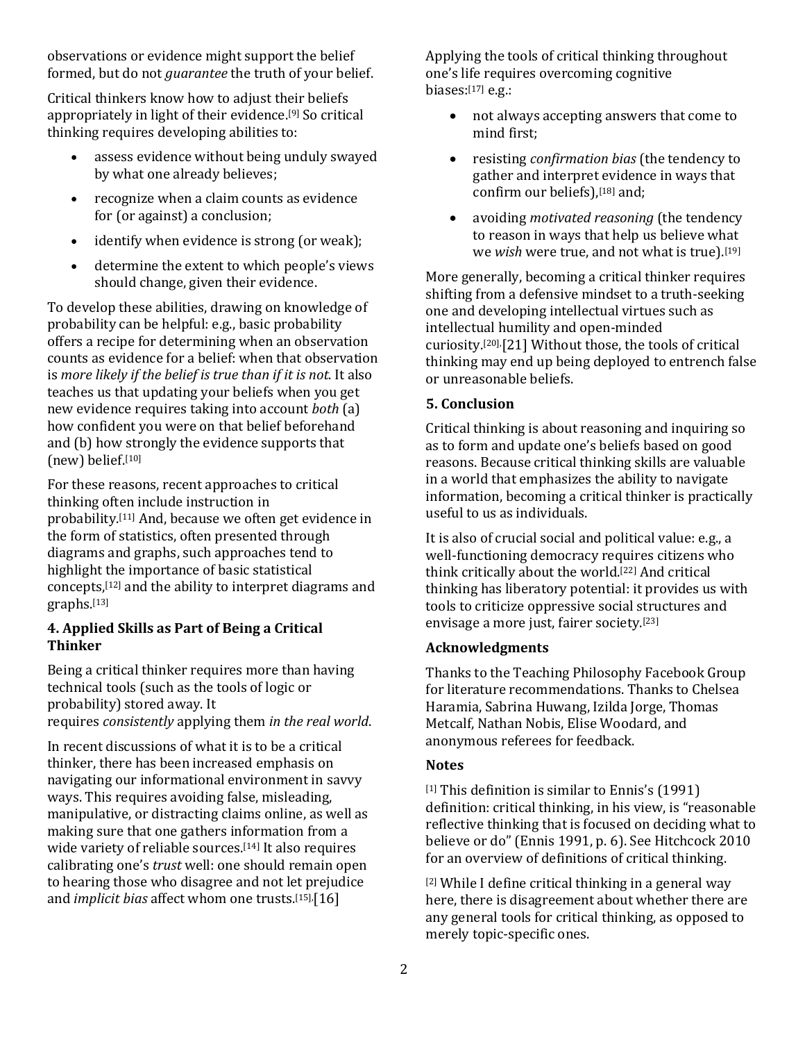observations or evidence might support the belief formed, but do not *guarantee* the truth of your belief.

Critical thinkers know how to adjust their beliefs appropriately in light of their evidence.[9] So critical thinking requires developing abilities to:

- assess evidence without being unduly swayed by what one already believes;
- recognize when a claim counts as evidence for (or against) a conclusion;
- identify when evidence is strong (or weak);
- determine the extent to which people's views should change, given their evidence.

To develop these abilities, drawing on knowledge of probability can be helpful: e.g., basic probability offers a recipe for determining when an observation counts as evidence for a belief: when that observation is *more likely if the belief is true than if it is not*. It also teaches us that updating your beliefs when you get new evidence requires taking into account *both* (a) how confident you were on that belief beforehand and (b) how strongly the evidence supports that (new) belief.[10]

For these reasons, recent approaches to critical thinking often include instruction in probability.[11] And, because we often get evidence in the form of statistics, often presented through diagrams and graphs, such approaches tend to highlight the importance of basic statistical concepts,[12] and the ability to interpret diagrams and graphs.[13]

### 4. Applied Skills as Part of Being a Critical Thinker

Being a critical thinker requires more than having technical tools (such as the tools of logic or probability) stored away. It requires *consistently* applying them *in the real world*.

In recent discussions of what it is to be a critical thinker, there has been increased emphasis on navigating our informational environment in savvy ways. This requires avoiding false, misleading, manipulative, or distracting claims online, as well as making sure that one gathers information from a wide variety of reliable sources.[14] It also requires calibrating one's *trust* well: one should remain open to hearing those who disagree and not let prejudice and *implicit bias* affect whom one trusts.[15],[16]

Applying the tools of critical thinking throughout one's life requires overcoming cognitive biases:[17] e.g.:

- not always accepting answers that come to mind first;
- resisting *confirmation bias* (the tendency to gather and interpret evidence in ways that confirm our beliefs),[18] and;
- avoiding *motivated reasoning* (the tendency to reason in ways that help us believe what we *wish* were true, and not what is true).[19]

More generally, becoming a critical thinker requires shifting from a defensive mindset to a truth-seeking one and developing intellectual virtues such as intellectual humility and open-minded curiosity.[20],[21] Without those, the tools of critical thinking may end up being deployed to entrench false or unreasonable beliefs.

### 5. Conclusion

Critical thinking is about reasoning and inquiring so as to form and update one's beliefs based on good reasons. Because critical thinking skills are valuable in a world that emphasizes the ability to navigate information, becoming a critical thinker is practically useful to us as individuals.

It is also of crucial social and political value: e.g., a well-functioning democracy requires citizens who think critically about the world.[22] And critical thinking has liberatory potential: it provides us with tools to criticize oppressive social structures and envisage a more just, fairer society.[23]

### Acknowledgments

Thanks to the Teaching Philosophy Facebook Group for literature recommendations. Thanks to Chelsea Haramia, Sabrina Huwang, Izilda Jorge, Thomas Metcalf, Nathan Nobis, Elise Woodard, and anonymous referees for feedback.

### Notes

[1] This definition is similar to Ennis's (1991) definition: critical thinking, in his view, is "reasonable reflective thinking that is focused on deciding what to believe or do" (Ennis 1991, p. 6). See Hitchcock 2010 for an overview of definitions of critical thinking.

[2] While I define critical thinking in a general way here, there is disagreement about whether there are any general tools for critical thinking, as opposed to merely topic-specific ones.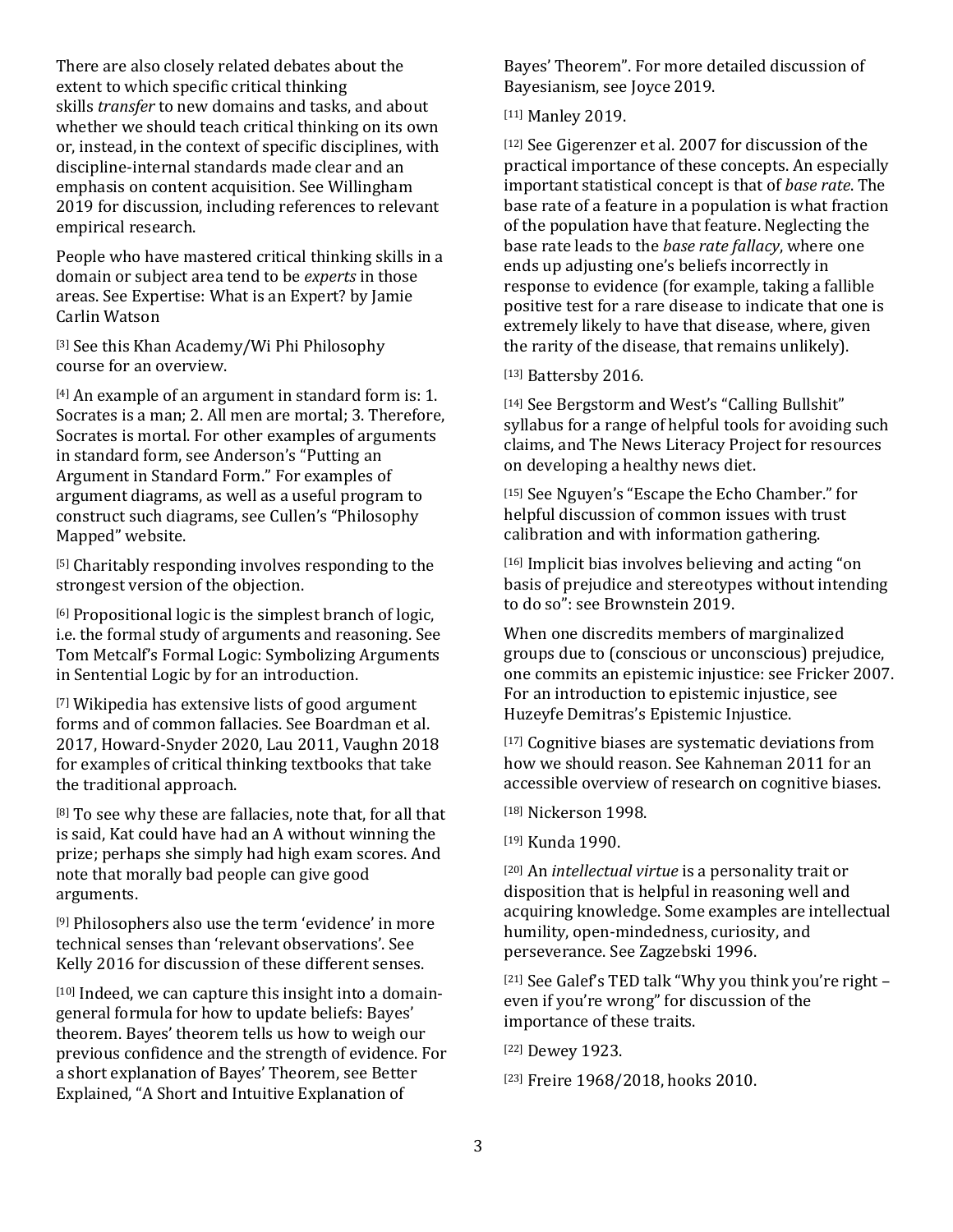There are also closely related debates about the extent to which specific critical thinking skills *transfer* to new domains and tasks, and about whether we should teach critical thinking on its own or, instead, in the context of specific disciplines, with discipline-internal standards made clear and an emphasis on content acquisition. See Willingham 2019 for discussion, including references to relevant empirical research.

People who have mastered critical thinking skills in a domain or subject area tend to be *experts* in those areas. See Expertise: What is an Expert? by Jamie Carlin Watson

[3] See this Khan Academy/Wi Phi Philosophy course for an overview.

[4] An example of an argument in standard form is: 1. Socrates is a man; 2. All men are mortal; 3. Therefore, Socrates is mortal. For other examples of arguments in standard form, see Anderson's "Putting an Argument in Standard Form." For examples of argument diagrams, as well as a useful program to construct such diagrams, see Cullen's "Philosophy Mapped" website.

[5] Charitably responding involves responding to the strongest version of the objection.

[6] Propositional logic is the simplest branch of logic, i.e. the formal study of arguments and reasoning. See Tom Metcalf's Formal Logic: Symbolizing Arguments in Sentential Logic by for an introduction.

[7] Wikipedia has extensive lists of good argument forms and of common fallacies. See Boardman et al. 2017, Howard-Snyder 2020, Lau 2011, Vaughn 2018 for examples of critical thinking textbooks that take the traditional approach.

[8] To see why these are fallacies, note that, for all that is said, Kat could have had an A without winning the prize; perhaps she simply had high exam scores. And note that morally bad people can give good arguments.

[9] Philosophers also use the term 'evidence' in more technical senses than 'relevant observations'. See Kelly 2016 for discussion of these different senses.

[10] Indeed, we can capture this insight into a domain-general formula for how to update beliefs: Bayes' theorem. Bayes' theorem tells us how to weigh our previous confidence and the strength of evidence. For a short explanation of Bayes' Theorem, see Better Explained, "A Short and Intuitive Explanation of Bayes' Theorem". For more detailed discussion of Bayesianism, see Joyce 2019.

[11] Manley 2019.

[12] See Gigerenzer et al. 2007 for discussion of the practical importance of these concepts. An especially important statistical concept is that of *base rate*. The base rate of a feature in a population is what fraction of the population have that feature. Neglecting the base rate leads to the *base rate fallacy*, where one ends up adjusting one's beliefs incorrectly in response to evidence (for example, taking a fallible positive test for a rare disease to indicate that one is extremely likely to have that disease, where, given the rarity of the disease, that remains unlikely).

[13] Battersby 2016.

[14] See Bergstorm and West's "Calling Bullshit" syllabus for a range of helpful tools for avoiding such claims, and The News Literacy Project for resources on developing a healthy news diet.

[15] See Nguyen's "Escape the Echo Chamber." for helpful discussion of common issues with trust calibration and with information gathering.

[16] Implicit bias involves believing and acting "on basis of prejudice and stereotypes without intending to do so": see Brownstein 2019.

When one discredits members of marginalized groups due to (conscious or unconscious) prejudice, one commits an epistemic injustice: see Fricker 2007. For an introduction to epistemic injustice, see Huzeyfe Demitras's Epistemic Injustice.

[17] Cognitive biases are systematic deviations from how we should reason. See Kahneman 2011 for an accessible overview of research on cognitive biases.

[18] Nickerson 1998.

[19] Kunda 1990.

[20] An *intellectual virtue* is a personality trait or disposition that is helpful in reasoning well and acquiring knowledge. Some examples are intellectual humility, open-mindedness, curiosity, and perseverance. See Zagzebski 1996.

[21] See Galef's TED talk "Why you think you're right – even if you're wrong" for discussion of the importance of these traits.

[22] Dewey 1923.

[23] Freire 1968/2018, hooks 2010.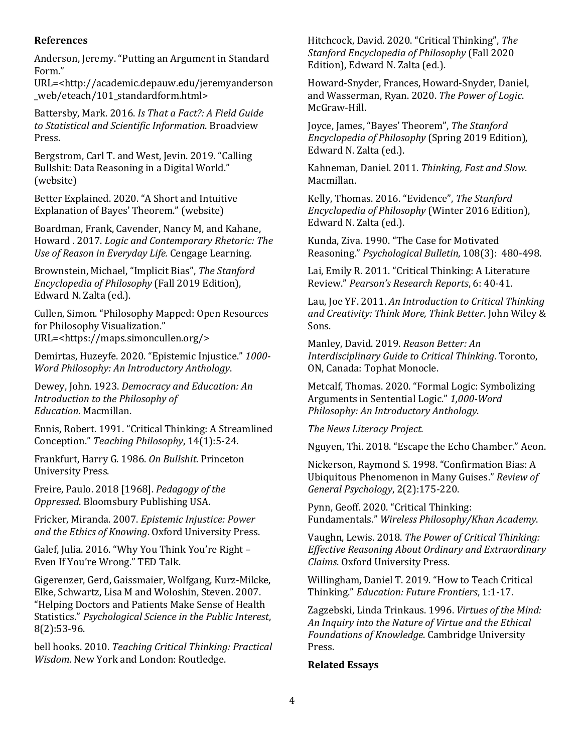**References**

Anderson, Jeremy. "Putting an Argument in Standard Form." URL=<http://academic.depauw.edu/jeremyanderson_web/eteach/101_standardform.html>

Battersby, Mark. 2016. *Is That a Fact?: A Field Guide to Statistical and Scientific Information*. Broadview Press.

Bergstrom, Carl T. and West, Jevin. 2019. "Calling Bullshit: Data Reasoning in a Digital World." (website)

Better Explained. 2020. "A Short and Intuitive Explanation of Bayes' Theorem." (website)

Boardman, Frank, Cavender, Nancy M, and Kahane, Howard . 2017. *Logic and Contemporary Rhetoric: The Use of Reason in Everyday Life.* Cengage Learning.

Brownstein, Michael, "Implicit Bias", *The Stanford Encyclopedia of Philosophy* (Fall 2019 Edition), Edward N. Zalta (ed.).

Cullen, Simon. "Philosophy Mapped: Open Resources for Philosophy Visualization." URL=<https://maps.simoncullen.org/>

Demirtas, Huzeyfe. 2020. "Epistemic Injustice." *1000-Word Philosophy: An Introductory Anthology*.

Dewey, John. 1923. *Democracy and Education: An Introduction to the Philosophy of Education.* Macmillan.

Ennis, Robert. 1991. "Critical Thinking: A Streamlined Conception." *Teaching Philosophy*, 14(1):5-24.

Frankfurt, Harry G. 1986. *On Bullshit*. Princeton University Press.

Freire, Paulo. 2018 [1968]. *Pedagogy of the Oppressed*. Bloomsbury Publishing USA.

Fricker, Miranda. 2007. *Epistemic Injustice: Power and the Ethics of Knowing*. Oxford University Press.

Galef, Julia. 2016. "Why You Think You're Right – Even If You're Wrong." TED Talk.

Gigerenzer, Gerd, Gaissmaier, Wolfgang, Kurz-Milcke, Elke, Schwartz, Lisa M and Woloshin, Steven. 2007. "Helping Doctors and Patients Make Sense of Health Statistics." *Psychological Science in the Public Interest*, 8(2):53-96.

bell hooks. 2010. *Teaching Critical Thinking: Practical Wisdom*. New York and London: Routledge.

Hitchcock, David. 2020. "Critical Thinking", *The Stanford Encyclopedia of Philosophy* (Fall 2020 Edition), Edward N. Zalta (ed.).

Howard-Snyder, Frances, Howard-Snyder, Daniel, and Wasserman, Ryan. 2020. *The Power of Logic*. McGraw-Hill.

Joyce, James, "Bayes' Theorem", *The Stanford Encyclopedia of Philosophy* (Spring 2019 Edition), Edward N. Zalta (ed.).

Kahneman, Daniel. 2011. *Thinking, Fast and Slow*. Macmillan.

Kelly, Thomas. 2016. "Evidence", *The Stanford Encyclopedia of Philosophy* (Winter 2016 Edition), Edward N. Zalta (ed.).

Kunda, Ziva. 1990. "The Case for Motivated Reasoning." *Psychological Bulletin*, 108(3): 480-498.

Lai, Emily R. 2011. "Critical Thinking: A Literature Review." *Pearson's Research Reports*, 6: 40-41.

Lau, Joe YF. 2011. *An Introduction to Critical Thinking and Creativity: Think More, Think Better*. John Wiley & Sons.

Manley, David. 2019. *Reason Better: An Interdisciplinary Guide to Critical Thinking*. Toronto, ON, Canada: Tophat Monocle.

Metcalf, Thomas. 2020. "Formal Logic: Symbolizing Arguments in Sentential Logic." *1,000-Word Philosophy: An Introductory Anthology*.

*The News Literacy Project.*

Nguyen, Thi. 2018. "Escape the Echo Chamber." Aeon.

Nickerson, Raymond S. 1998. "Confirmation Bias: A Ubiquitous Phenomenon in Many Guises." *Review of General Psychology*, 2(2):175-220.

Pynn, Geoff. 2020. "Critical Thinking: Fundamentals." *Wireless Philosophy/Khan Academy*.

Vaughn, Lewis. 2018. *The Power of Critical Thinking: Effective Reasoning About Ordinary and Extraordinary Claims*. Oxford University Press.

Willingham, Daniel T. 2019. "How to Teach Critical Thinking." *Education: Future Frontiers*, 1:1-17.

Zagzebski, Linda Trinkaus. 1996. *Virtues of the Mind: An Inquiry into the Nature of Virtue and the Ethical Foundations of Knowledge*. Cambridge University Press.

**Related Essays**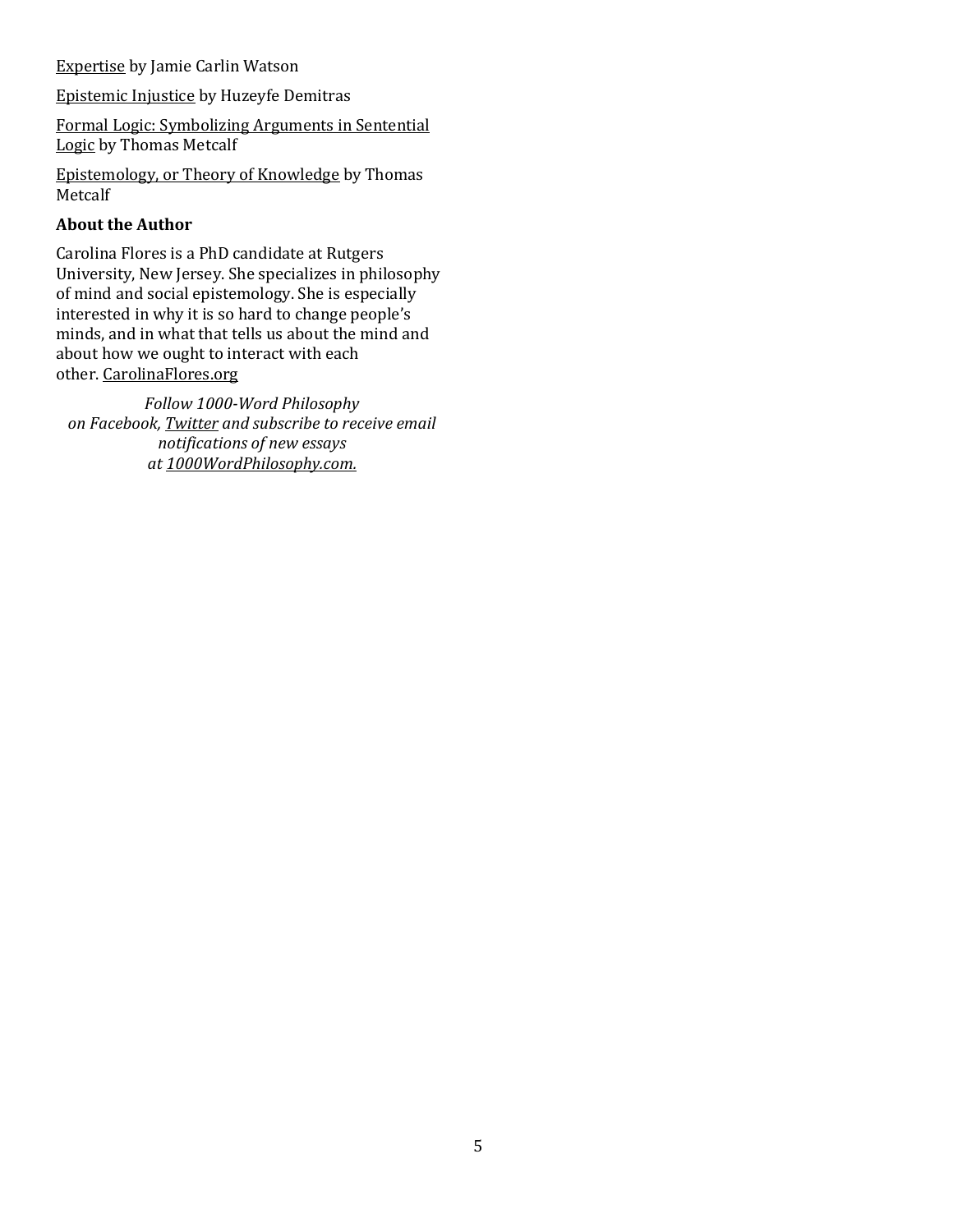Expertise by Jamie Carlin Watson

Epistemic Injustice by Huzeyfe Demitras

Formal Logic: Symbolizing Arguments in Sentential Logic by Thomas Metcalf

Epistemology, or Theory of Knowledge by Thomas Metcalf

**About the Author**

Carolina Flores is a PhD candidate at Rutgers University, New Jersey. She specializes in philosophy of mind and social epistemology. She is especially interested in why it is so hard to change people's minds, and in what that tells us about the mind and about how we ought to interact with each other. CarolinaFlores.org

*Follow 1000-Word Philosophy on Facebook, Twitter and subscribe to receive email notifications of new essays at 1000WordPhilosophy.com.*